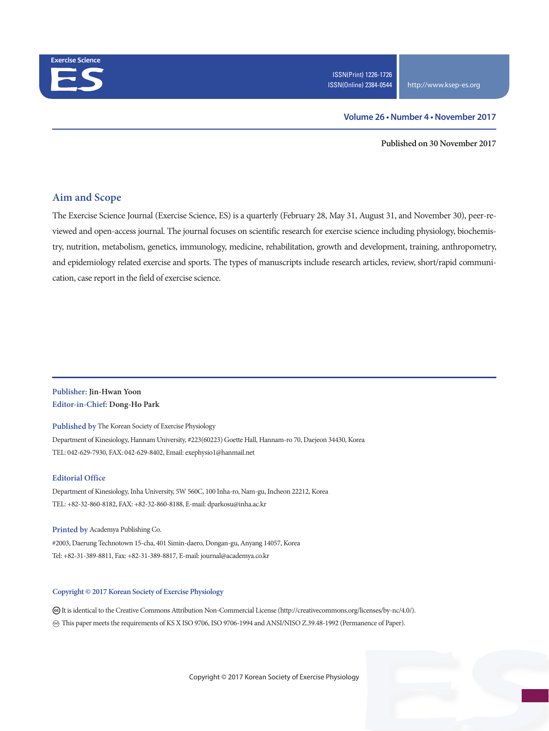Exercise Science

# ES

ISSN(Print) 1226-1726
ISSN(Online) 2384-0544

http://www.ksep-es.org

**Volume 26 • Number 4 • November 2017**

**Published on 30 November 2017**

## Aim and Scope

The Exercise Science Journal (Exercise Science, ES) is a quarterly (February 28, May 31, August 31, and November 30), peer-reviewed and open-access journal. The journal focuses on scientific research for exercise science including physiology, biochemistry, nutrition, metabolism, genetics, immunology, medicine, rehabilitation, growth and development, training, anthropometry, and epidemiology related exercise and sports. The types of manuscripts include research articles, review, short/rapid communication, case report in the field of exercise science.

**Publisher:** Jin-Hwan Yoon
**Editor-in-Chief:** Dong-Ho Park

**Published by** The Korean Society of Exercise Physiology
Department of Kinesiology, Hannam University, #223(60223) Goette Hall, Hannam-ro 70, Daejeon 34430, Korea
TEL: 042-629-7930, FAX: 042-629-8402, Email: exephysio1@hanmail.net

**Editorial Office**
Department of Kinesiology, Inha University, 5W 560C, 100 Inha-ro, Nam-gu, Incheon 22212, Korea
TEL: +82-32-860-8182, FAX: +82-32-860-8188, E-mail: dparkosu@inha.ac.kr

**Printed by** Academya Publishing Co.
#2003, Daerung Technotown 15-cha, 401 Simin-daero, Dongan-gu, Anyang 14057, Korea
Tel: +82-31-389-8811, Fax: +82-31-389-8817, E-mail: journal@academya.co.kr

**Copyright © 2017 Korean Society of Exercise Physiology**

It is identical to the Creative Commons Attribution Non-Commercial License (http://creativecommons.org/licenses/by-nc/4.0/).
This paper meets the requirements of KS X ISO 9706, ISO 9706-1994 and ANSI/NISO Z.39.48-1992 (Permanence of Paper).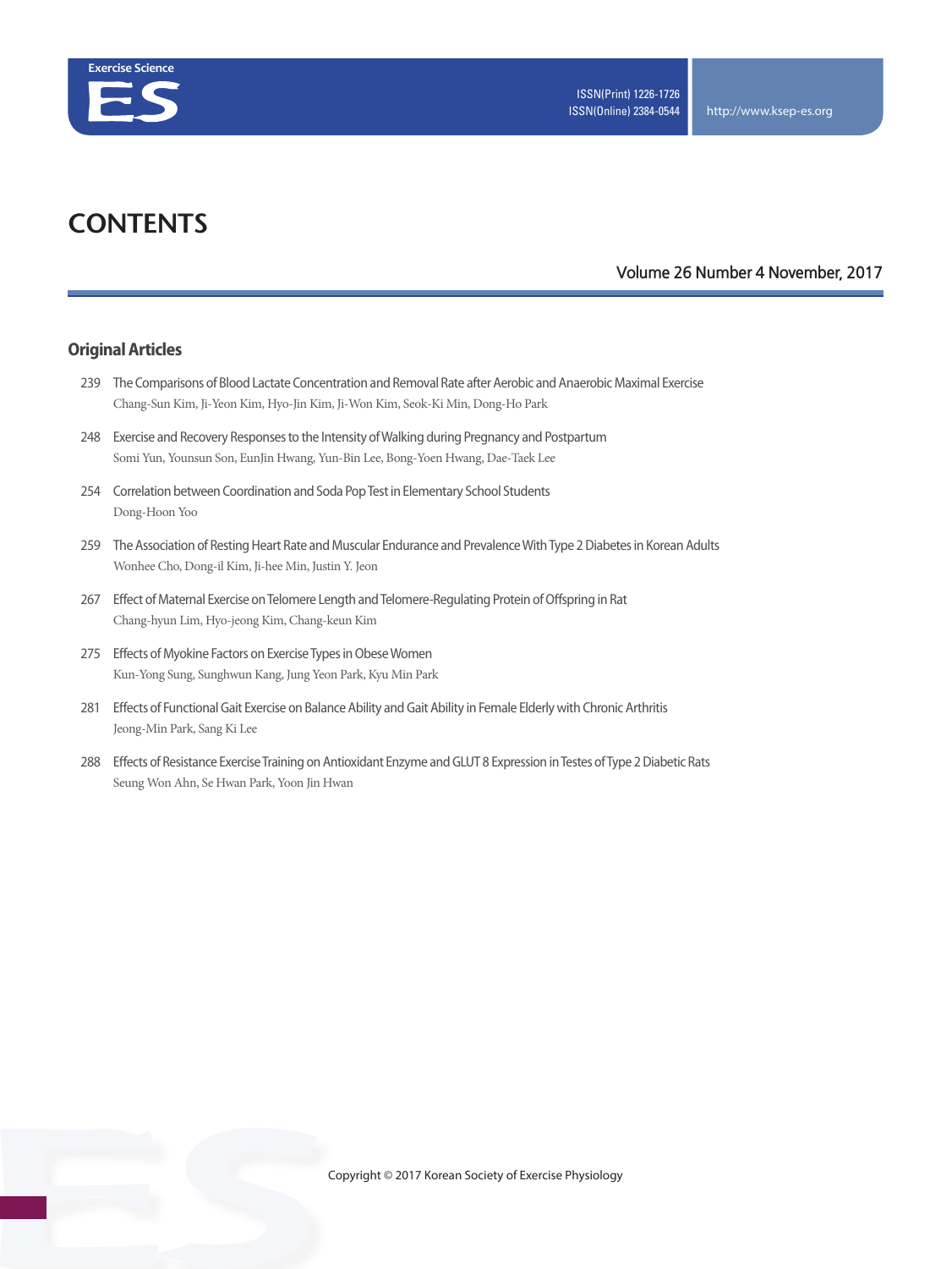# CONTENTS

Volume 26 Number 4 November, 2017

## Original Articles

239 The Comparisons of Blood Lactate Concentration and Removal Rate after Aerobic and Anaerobic Maximal Exercise
Chang-Sun Kim, Ji-Yeon Kim, Hyo-Jin Kim, Ji-Won Kim, Seok-Ki Min, Dong-Ho Park

248 Exercise and Recovery Responses to the Intensity of Walking during Pregnancy and Postpartum
Somi Yun, Younsun Son, EunJin Hwang, Yun-Bin Lee, Bong-Yoen Hwang, Dae-Taek Lee

254 Correlation between Coordination and Soda Pop Test in Elementary School Students
Dong-Hoon Yoo

259 The Association of Resting Heart Rate and Muscular Endurance and Prevalence With Type 2 Diabetes in Korean Adults
Wonhee Cho, Dong-il Kim, Ji-hee Min, Justin Y. Jeon

267 Effect of Maternal Exercise on Telomere Length and Telomere-Regulating Protein of Offspring in Rat
Chang-hyun Lim, Hyo-jeong Kim, Chang-keun Kim

275 Effects of Myokine Factors on Exercise Types in Obese Women
Kun-Yong Sung, Sunghwun Kang, Jung Yeon Park, Kyu Min Park

281 Effects of Functional Gait Exercise on Balance Ability and Gait Ability in Female Elderly with Chronic Arthritis
Jeong-Min Park, Sang Ki Lee

288 Effects of Resistance Exercise Training on Antioxidant Enzyme and GLUT 8 Expression in Testes of Type 2 Diabetic Rats
Seung Won Ahn, Se Hwan Park, Yoon Jin Hwan

Copyright © 2017 Korean Society of Exercise Physiology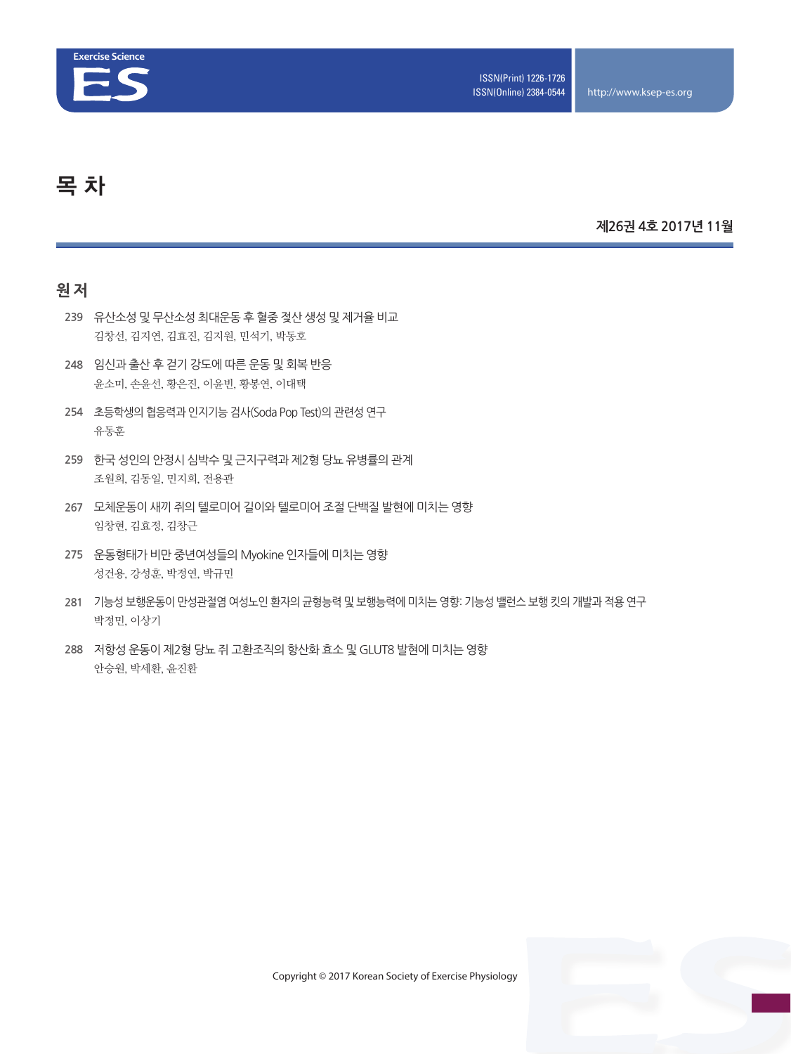# 목 차

**제26권 4호 2017년 11월**

## 원 저

239 유산소성 및 무산소성 최대운동 후 혈중 젖산 생성 및 제거율 비교
김창선, 김지연, 김효진, 김지원, 민석기, 박동호

248 임신과 출산 후 걷기 강도에 따른 운동 및 회복 반응
윤소미, 손윤선, 황은진, 이윤빈, 황봉연, 이대택

254 초등학생의 협응력과 인지기능 검사(Soda Pop Test)의 관련성 연구
유동훈

259 한국 성인의 안정시 심박수 및 근지구력과 제2형 당뇨 유병률의 관계
조원희, 김동일, 민지희, 전용관

267 모체운동이 새끼 쥐의 텔로미어 길이와 텔로미어 조절 단백질 발현에 미치는 영향
임창현, 김효정, 김창근

275 운동형태가 비만 중년여성들의 Myokine 인자들에 미치는 영향
성건용, 강성훈, 박정연, 박규민

281 기능성 보행운동이 만성관절염 여성노인 환자의 균형능력 및 보행능력에 미치는 영향: 기능성 밸런스 보행 킷의 개발과 적용 연구
박정민, 이상기

288 저항성 운동이 제2형 당뇨 쥐 고환조직의 항산화 효소 및 GLUT8 발현에 미치는 영향
안승원, 박세환, 윤진환

Copyright © 2017 Korean Society of Exercise Physiology